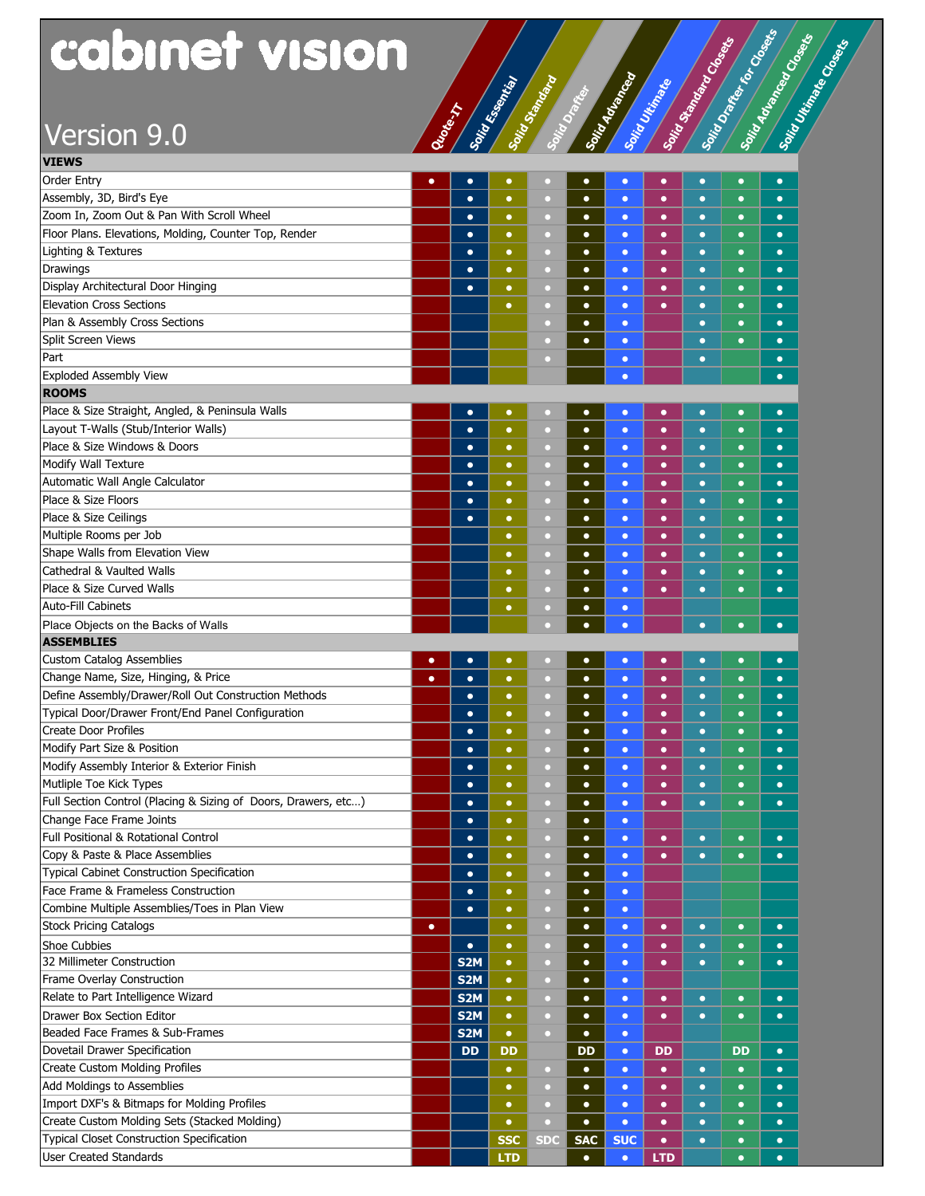# cabinet vision

## Version 9.0

| | Quote-IT | Solid Essential | Solid Standard | Solid Drafter | Solid Advanced | Solid Ultimate | Solid Standard Closets | Solid Drafter for Closets | Solid Advanced Closets | Solid Ultimate Closets |
|---|---|---|---|---|---|---|---|---|---|---|
| **VIEWS** | | | | | | | | | | |
| Order Entry | • | • | • | • | • | • | • | • | • | • |
| Assembly, 3D, Bird's Eye | | • | • | • | • | • | • | • | • | • |
| Zoom In, Zoom Out & Pan With Scroll Wheel | | • | • | • | • | • | • | • | • | • |
| Floor Plans. Elevations, Molding, Counter Top, Render | | • | • | • | • | • | • | • | • | • |
| Lighting & Textures | | • | • | • | • | • | • | • | • | • |
| Drawings | | • | • | • | • | • | • | • | • | • |
| Display Architectural Door Hinging | | • | • | • | • | • | • | • | • | • |
| Elevation Cross Sections | | | • | • | • | • | • | • | • | • |
| Plan & Assembly Cross Sections | | | | • | • | • | | • | • | • |
| Split Screen Views | | | | • | • | • | | • | • | • |
| Part | | | | • | | • | | • | | • |
| Exploded Assembly View | | | | | | • | | | | • |
| **ROOMS** | | | | | | | | | | |
| Place & Size Straight, Angled, & Peninsula Walls | | • | • | • | • | • | • | • | • | • |
| Layout T-Walls (Stub/Interior Walls) | | • | • | • | • | • | • | • | • | • |
| Place & Size Windows & Doors | | • | • | • | • | • | • | • | • | • |
| Modify Wall Texture | | • | • | • | • | • | • | • | • | • |
| Automatic Wall Angle Calculator | | • | • | • | • | • | • | • | • | • |
| Place & Size Floors | | • | • | • | • | • | • | • | • | • |
| Place & Size Ceilings | | • | • | • | • | • | • | • | • | • |
| Multiple Rooms per Job | | | • | • | • | • | • | • | • | • |
| Shape Walls from Elevation View | | | • | • | • | • | • | • | • | • |
| Cathedral & Vaulted Walls | | | • | • | • | • | • | • | • | • |
| Place & Size Curved Walls | | | • | • | • | • | • | • | • | • |
| Auto-Fill Cabinets | | | • | • | • | • | | | | |
| Place Objects on the Backs of Walls | | | | • | • | • | | • | • | • |
| **ASSEMBLIES** | | | | | | | | | | |
| Custom Catalog Assemblies | • | • | • | • | • | • | • | • | • | • |
| Change Name, Size, Hinging, & Price | • | • | • | • | • | • | • | • | • | • |
| Define Assembly/Drawer/Roll Out Construction Methods | | • | • | • | • | • | • | • | • | • |
| Typical Door/Drawer Front/End Panel Configuration | | • | • | • | • | • | • | • | • | • |
| Create Door Profiles | | • | • | • | • | • | • | • | • | • |
| Modify Part Size & Position | | • | • | • | • | • | • | • | • | • |
| Modify Assembly Interior & Exterior Finish | | • | • | • | • | • | • | • | • | • |
| Mutliple Toe Kick Types | | • | • | • | • | • | • | • | • | • |
| Full Section Control (Placing & Sizing of Doors, Drawers, etc…) | | • | • | • | • | • | • | • | • | • |
| Change Face Frame Joints | | • | • | • | • | • | | | | |
| Full Positional & Rotational Control | | • | • | • | • | • | • | • | • | • |
| Copy & Paste & Place Assemblies | | • | • | • | • | • | • | • | • | • |
| Typical Cabinet Construction Specification | | • | • | • | • | • | | | | |
| Face Frame & Frameless Construction | | • | • | • | • | • | | | | |
| Combine Multiple Assemblies/Toes in Plan View | | • | • | • | • | • | | | | |
| Stock Pricing Catalogs | • | | • | • | • | • | • | • | • | • |
| Shoe Cubbies | | • | • | • | • | • | • | • | • | • |
| 32 Millimeter Construction | | S2M | • | • | • | • | • | • | • | • |
| Frame Overlay Construction | | S2M | • | • | • | • | | | | |
| Relate to Part Intelligence Wizard | | S2M | • | • | • | • | • | • | • | • |
| Drawer Box Section Editor | | S2M | • | • | • | • | • | • | • | • |
| Beaded Face Frames & Sub-Frames | | S2M | • | • | • | • | | | | |
| Dovetail Drawer Specification | | DD | DD | | DD | • | DD | | DD | • |
| Create Custom Molding Profiles | | | • | • | • | • | • | • | • | • |
| Add Moldings to Assemblies | | | • | • | • | • | • | • | • | • |
| Import DXF's & Bitmaps for Molding Profiles | | | • | • | • | • | • | • | • | • |
| Create Custom Molding Sets (Stacked Molding) | | | • | • | • | • | • | • | • | • |
| Typical Closet Construction Specification | | | SSC | SDC | SAC | SUC | • | • | • | • |
| User Created Standards | | | LTD | | • | • | LTD | | • | • |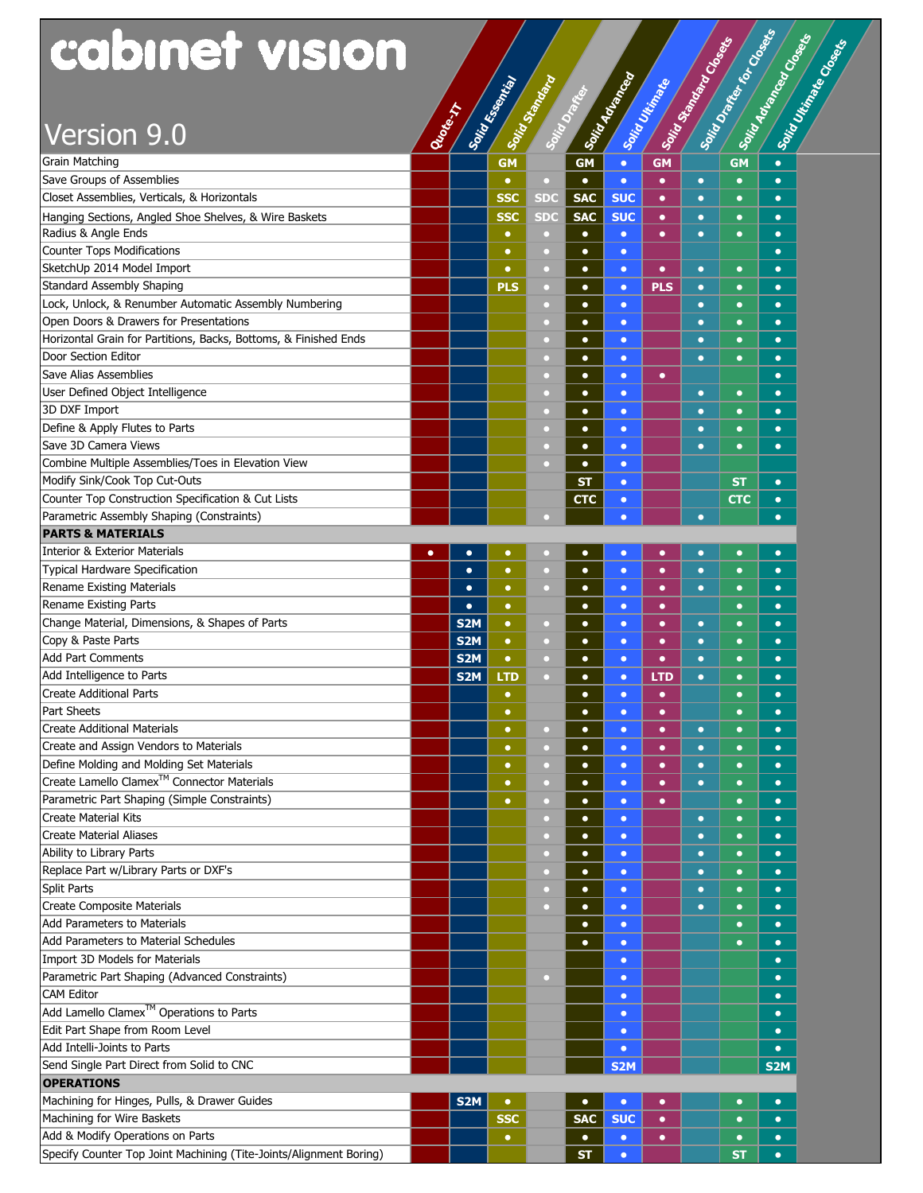# cabinet vision

Version 9.0

| Feature | Quote-IT | Solid Essential | Solid Standard | Solid Drafter | Solid Advanced | Solid Ultimate | Solid Standard Closets | Solid Drafter for Closets | Solid Advanced Closets | Solid Ultimate Closets |
|---|---|---|---|---|---|---|---|---|---|---|
| Grain Matching | | | GM | ● | GM | ● | GM | | GM | ● |
| Save Groups of Assemblies | | | ● | ● | ● | ● | ● | ● | ● | ● |
| Closet Assemblies, Verticals, & Horizontals | | | SSC | SDC | SAC | SUC | ● | ● | ● | ● |
| Hanging Sections, Angled Shoe Shelves, & Wire Baskets | | | SSC | SDC | SAC | SUC | ● | ● | ● | ● |
| Radius & Angle Ends | | | ● | ● | ● | ● | ● | ● | ● | ● |
| Counter Tops Modifications | | | ● | ● | ● | ● | | | | ● |
| SketchUp 2014 Model Import | | | ● | ● | ● | ● | ● | ● | ● | ● |
| Standard Assembly Shaping | | | PLS | ● | ● | ● | PLS | ● | ● | ● |
| Lock, Unlock, & Renumber Automatic Assembly Numbering | | | | ● | ● | ● | | ● | ● | ● |
| Open Doors & Drawers for Presentations | | | | ● | ● | ● | | ● | ● | ● |
| Horizontal Grain for Partitions, Backs, Bottoms, & Finished Ends | | | | ● | ● | ● | | ● | ● | ● |
| Door Section Editor | | | | ● | ● | ● | | ● | ● | ● |
| Save Alias Assemblies | | | | ● | ● | ● | ● | | | ● |
| User Defined Object Intelligence | | | | ● | ● | ● | | ● | ● | ● |
| 3D DXF Import | | | | ● | ● | ● | | ● | ● | ● |
| Define & Apply Flutes to Parts | | | | ● | ● | ● | | ● | ● | ● |
| Save 3D Camera Views | | | | ● | ● | ● | | ● | ● | ● |
| Combine Multiple Assemblies/Toes in Elevation View | | | | ● | ● | ● | | | | |
| Modify Sink/Cook Top Cut-Outs | | | | | ST | ● | | | ST | ● |
| Counter Top Construction Specification & Cut Lists | | | | | CTC | ● | | | CTC | ● |
| Parametric Assembly Shaping (Constraints) | | | | ● | | ● | | ● | | ● |
| **PARTS & MATERIALS** | | | | | | | | | | |
| Interior & Exterior Materials | ● | ● | ● | ● | ● | ● | ● | ● | ● | ● |
| Typical Hardware Specification | | ● | ● | ● | ● | ● | ● | ● | ● | ● |
| Rename Existing Materials | | ● | ● | ● | ● | ● | ● | ● | ● | ● |
| Rename Existing Parts | | ● | ● | | ● | ● | ● | | ● | ● |
| Change Material, Dimensions, & Shapes of Parts | | S2M | ● | ● | ● | ● | ● | ● | ● | ● |
| Copy & Paste Parts | | S2M | ● | ● | ● | ● | ● | ● | ● | ● |
| Add Part Comments | | S2M | ● | ● | ● | ● | ● | ● | ● | ● |
| Add Intelligence to Parts | | S2M | LTD | ● | ● | ● | LTD | ● | ● | ● |
| Create Additional Parts | | | ● | | ● | ● | ● | | ● | ● |
| Part Sheets | | | ● | | ● | ● | ● | | ● | ● |
| Create Additional Materials | | | ● | ● | ● | ● | ● | ● | ● | ● |
| Create and Assign Vendors to Materials | | | ● | ● | ● | ● | ● | ● | ● | ● |
| Define Molding and Molding Set Materials | | | ● | ● | ● | ● | ● | ● | ● | ● |
| Create Lamello Clamex[TM] Connector Materials | | | ● | ● | ● | ● | ● | ● | ● | ● |
| Parametric Part Shaping (Simple Constraints) | | | ● | ● | ● | ● | ● | | ● | ● |
| Create Material Kits | | | | ● | ● | ● | | ● | ● | ● |
| Create Material Aliases | | | | ● | ● | ● | | ● | ● | ● |
| Ability to Library Parts | | | | ● | ● | ● | | ● | ● | ● |
| Replace Part w/Library Parts or DXF's | | | | ● | ● | ● | | ● | ● | ● |
| Split Parts | | | | ● | ● | ● | | ● | ● | ● |
| Create Composite Materials | | | | ● | ● | ● | | ● | ● | ● |
| Add Parameters to Materials | | | | | ● | ● | | | ● | ● |
| Add Parameters to Material Schedules | | | | | ● | ● | | | ● | ● |
| Import 3D Models for Materials | | | | | | ● | | | | ● |
| Parametric Part Shaping (Advanced Constraints) | | | | ● | | ● | | | | ● |
| CAM Editor | | | | | | ● | | | | ● |
| Add Lamello Clamex[TM] Operations to Parts | | | | | | ● | | | | ● |
| Edit Part Shape from Room Level | | | | | | ● | | | | ● |
| Add Intelli-Joints to Parts | | | | | | ● | | | | ● |
| Send Single Part Direct from Solid to CNC | | | | | | S2M | | | | S2M |
| **OPERATIONS** | | | | | | | | | | |
| Machining for Hinges, Pulls, & Drawer Guides | | S2M | ● | | ● | ● | ● | | ● | ● |
| Machining for Wire Baskets | | | SSC | | SAC | SUC | ● | | ● | ● |
| Add & Modify Operations on Parts | | | ● | | ● | ● | ● | | ● | ● |
| Specify Counter Top Joint Machining (Tite-Joints/Alignment Boring) | | | | | ST | ● | | | ST | ● |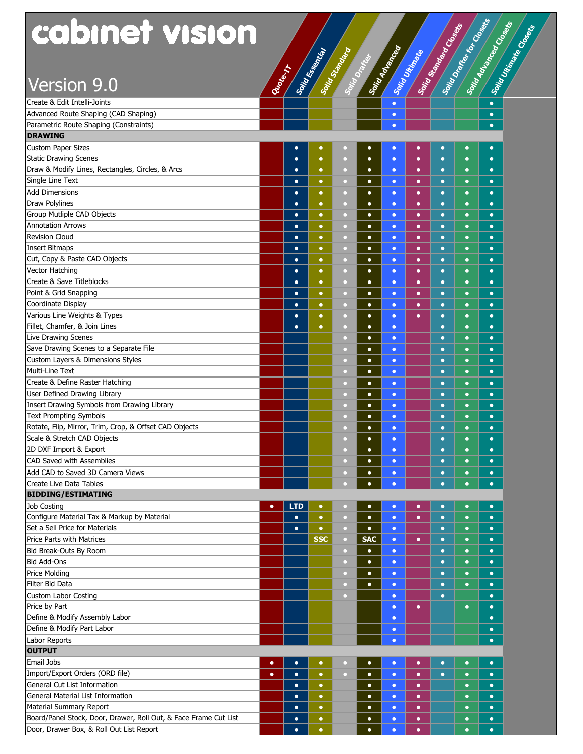# cabinet vision

Version 9.0

| Feature | Quote-IT | Solid Essential | Solid Standard | Solid Drafter | Solid Advanced | Solid Ultimate | Solid Standard Closets | Solid Drafter for Closets | Solid Advanced Closets | Solid Ultimate Closets |
|---|---|---|---|---|---|---|---|---|---|---|
| Create & Edit Intelli-Joints | | | | | | • | | | | • |
| Advanced Route Shaping (CAD Shaping) | | | | | | • | | | | • |
| Parametric Route Shaping (Constraints) | | | | | | • | | | | • |
| **DRAWING** | | | | | | | | | | |
| Custom Paper Sizes | | • | • | • | • | • | • | • | • | • |
| Static Drawing Scenes | | • | • | • | • | • | • | • | • | • |
| Draw & Modify Lines, Rectangles, Circles, & Arcs | | • | • | • | • | • | • | • | • | • |
| Single Line Text | | • | • | • | • | • | • | • | • | • |
| Add Dimensions | | • | • | • | • | • | • | • | • | • |
| Draw Polylines | | • | • | • | • | • | • | • | • | • |
| Group Mutliple CAD Objects | | • | • | • | • | • | • | • | • | • |
| Annotation Arrows | | • | • | • | • | • | • | • | • | • |
| Revision Cloud | | • | • | • | • | • | • | • | • | • |
| Insert Bitmaps | | • | • | • | • | • | • | • | • | • |
| Cut, Copy & Paste CAD Objects | | • | • | • | • | • | • | • | • | • |
| Vector Hatching | | • | • | • | • | • | • | • | • | • |
| Create & Save Titleblocks | | • | • | • | • | • | • | • | • | • |
| Point & Grid Snapping | | • | • | • | • | • | • | • | • | • |
| Coordinate Display | | • | • | • | • | • | • | • | • | • |
| Various Line Weights & Types | | • | • | • | • | • | • | • | • | • |
| Fillet, Chamfer, & Join Lines | | • | • | • | • | • | | • | • | • |
| Live Drawing Scenes | | | | • | • | • | | • | • | • |
| Save Drawing Scenes to a Separate File | | | | • | • | • | | • | • | • |
| Custom Layers & Dimensions Styles | | | | • | • | • | | • | • | • |
| Multi-Line Text | | | | • | • | • | | • | • | • |
| Create & Define Raster Hatching | | | | • | • | • | | • | • | • |
| User Defined Drawing Library | | | | • | • | • | | • | • | • |
| Insert Drawing Symbols from Drawing Library | | | | • | • | • | | • | • | • |
| Text Prompting Symbols | | | | • | • | • | | • | • | • |
| Rotate, Flip, Mirror, Trim, Crop, & Offset CAD Objects | | | | • | • | • | | • | • | • |
| Scale & Stretch CAD Objects | | | | • | • | • | | • | • | • |
| 2D DXF Import & Export | | | | • | • | • | | • | • | • |
| CAD Saved with Assemblies | | | | • | • | • | | • | • | • |
| Add CAD to Saved 3D Camera Views | | | | • | • | • | | • | • | • |
| Create Live Data Tables | | | | • | • | • | | • | • | • |
| **BIDDING/ESTIMATING** | | | | | | | | | | |
| Job Costing | • | LTD | • | • | • | • | • | • | • | • |
| Configure Material Tax & Markup by Material | | • | • | • | • | • | • | • | • | • |
| Set a Sell Price for Materials | | • | • | • | • | • | | • | • | • |
| Price Parts with Matrices | | | SSC | • | SAC | • | • | • | • | • |
| Bid Break-Outs By Room | | | | • | • | • | | • | • | • |
| Bid Add-Ons | | | | • | • | • | | • | • | • |
| Price Molding | | | | • | • | • | | • | • | • |
| Filter Bid Data | | | | • | • | • | | • | • | • |
| Custom Labor Costing | | | | • | | • | | • | | • |
| Price by Part | | | | | | • | • | | • | • |
| Define & Modify Assembly Labor | | | | | | • | | | | • |
| Define & Modify Part Labor | | | | | | • | | | | • |
| Labor Reports | | | | | | • | | | | • |
| **OUTPUT** | | | | | | | | | | |
| Email Jobs | • | • | • | • | • | • | • | • | • | • |
| Import/Export Orders (ORD file) | • | • | • | • | • | • | • | • | • | • |
| General Cut List Information | | • | • | | • | • | • | | • | • |
| General Material List Information | | • | • | | • | • | • | | • | • |
| Material Summary Report | | • | • | | • | • | • | | • | • |
| Board/Panel Stock, Door, Drawer, Roll Out, & Face Frame Cut List | | • | • | | • | • | • | | • | • |
| Door, Drawer Box, & Roll Out List Report | | • | • | | • | • | • | | • | • |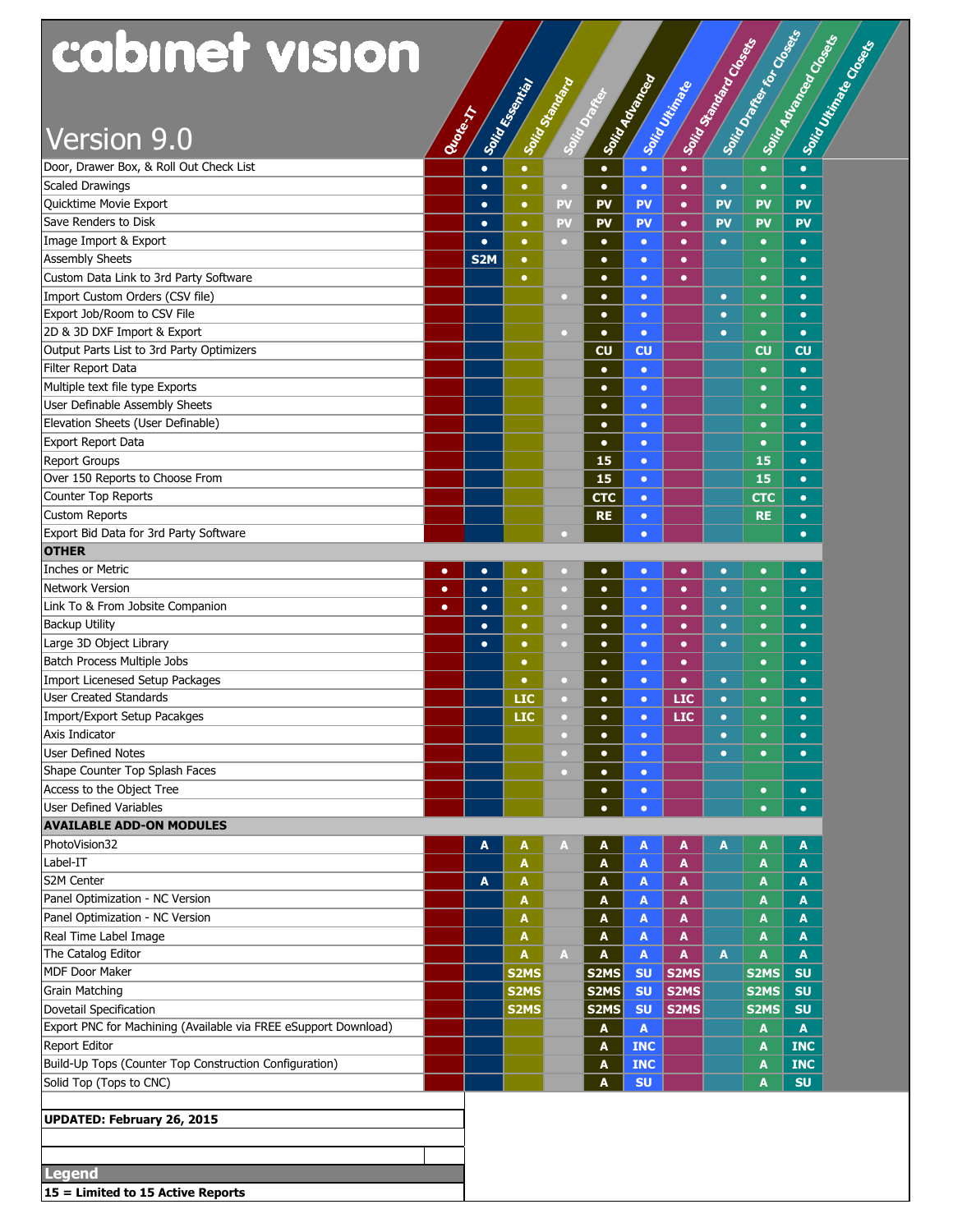# cabinet vision

## Version 9.0

| Feature | Quote-IT | Solid Essential | Solid Standard | Solid Drafter | Solid Advanced | Solid Ultimate | Solid Standard Closets | Solid Drafter for Closets | Solid Advanced Closets | Solid Ultimate Closets |
|---|---|---|---|---|---|---|---|---|---|---|
| Door, Drawer Box, & Roll Out Check List | | ● | ● | | ● | ● | ● | | ● | ● |
| Scaled Drawings | | ● | ● | ● | ● | ● | ● | ● | ● | ● |
| Quicktime Movie Export | | ● | ● | PV | PV | PV | ● | PV | PV | PV |
| Save Renders to Disk | | ● | ● | PV | PV | PV | ● | PV | PV | PV |
| Image Import & Export | | ● | ● | ● | ● | ● | ● | ● | ● | ● |
| Assembly Sheets | | S2M | ● | | ● | ● | ● | | ● | ● |
| Custom Data Link to 3rd Party Software | | | ● | | ● | ● | ● | | ● | ● |
| Import Custom Orders (CSV file) | | | | ● | ● | ● | | ● | ● | ● |
| Export Job/Room to CSV File | | | | | ● | ● | | ● | ● | ● |
| 2D & 3D DXF Import & Export | | | | ● | ● | ● | | ● | ● | ● |
| Output Parts List to 3rd Party Optimizers | | | | | CU | CU | | | CU | CU |
| Filter Report Data | | | | | ● | ● | | | ● | ● |
| Multiple text file type Exports | | | | | ● | ● | | | ● | ● |
| User Definable Assembly Sheets | | | | | ● | ● | | | ● | ● |
| Elevation Sheets (User Definable) | | | | | ● | ● | | | ● | ● |
| Export Report Data | | | | | ● | ● | | | ● | ● |
| Report Groups | | | | | 15 | ● | | | 15 | ● |
| Over 150 Reports to Choose From | | | | | 15 | ● | | | 15 | ● |
| Counter Top Reports | | | | | CTC | ● | | | CTC | ● |
| Custom Reports | | | | | RE | ● | | | RE | ● |
| Export Bid Data for 3rd Party Software | | | | ● | | ● | | | | ● |
| **OTHER** | | | | | | | | | | |
| Inches or Metric | ● | ● | ● | ● | ● | ● | ● | ● | ● | ● |
| Network Version | ● | ● | ● | ● | ● | ● | ● | ● | ● | ● |
| Link To & From Jobsite Companion | ● | ● | ● | ● | ● | ● | ● | ● | ● | ● |
| Backup Utility | | ● | ● | ● | ● | ● | ● | ● | ● | ● |
| Large 3D Object Library | | ● | ● | ● | ● | ● | ● | ● | ● | ● |
| Batch Process Multiple Jobs | | | ● | | ● | ● | ● | | ● | ● |
| Import Licenesed Setup Packages | | | ● | ● | ● | ● | ● | ● | ● | ● |
| User Created Standards | | | LIC | ● | ● | ● | LIC | ● | ● | ● |
| Import/Export Setup Pacakges | | | LIC | ● | ● | ● | LIC | ● | ● | ● |
| Axis Indicator | | | | ● | ● | ● | | ● | ● | ● |
| User Defined Notes | | | | ● | ● | ● | | ● | ● | ● |
| Shape Counter Top Splash Faces | | | | ● | ● | ● | | | | |
| Access to the Object Tree | | | | | ● | ● | | | ● | ● |
| User Defined Variables | | | | | ● | ● | | | ● | ● |
| **AVAILABLE ADD-ON MODULES** | | | | | | | | | | |
| PhotoVision32 | | A | A | A | A | A | A | A | A | A |
| Label-IT | | | A | | A | A | A | | A | A |
| S2M Center | | A | A | | A | A | A | | A | A |
| Panel Optimization - NC Version | | | A | | A | A | A | | A | A |
| Panel Optimization - NC Version | | | A | | A | A | A | | A | A |
| Real Time Label Image | | | A | | A | A | A | | A | A |
| The Catalog Editor | | | A | A | A | A | A | A | A | A |
| MDF Door Maker | | | S2MS | | S2MS | SU | S2MS | | S2MS | SU |
| Grain Matching | | | S2MS | | S2MS | SU | S2MS | | S2MS | SU |
| Dovetail Specification | | | S2MS | | S2MS | SU | S2MS | | S2MS | SU |
| Export PNC for Machining (Available via FREE eSupport Download) | | | | | A | A | | | A | A |
| Report Editor | | | | | A | INC | | | A | INC |
| Build-Up Tops (Counter Top Construction Configuration) | | | | | A | INC | | | A | INC |
| Solid Top (Tops to CNC) | | | | | A | SU | | | A | SU |

**UPDATED: February 26, 2015**

**Legend**

**15 = Limited to 15 Active Reports**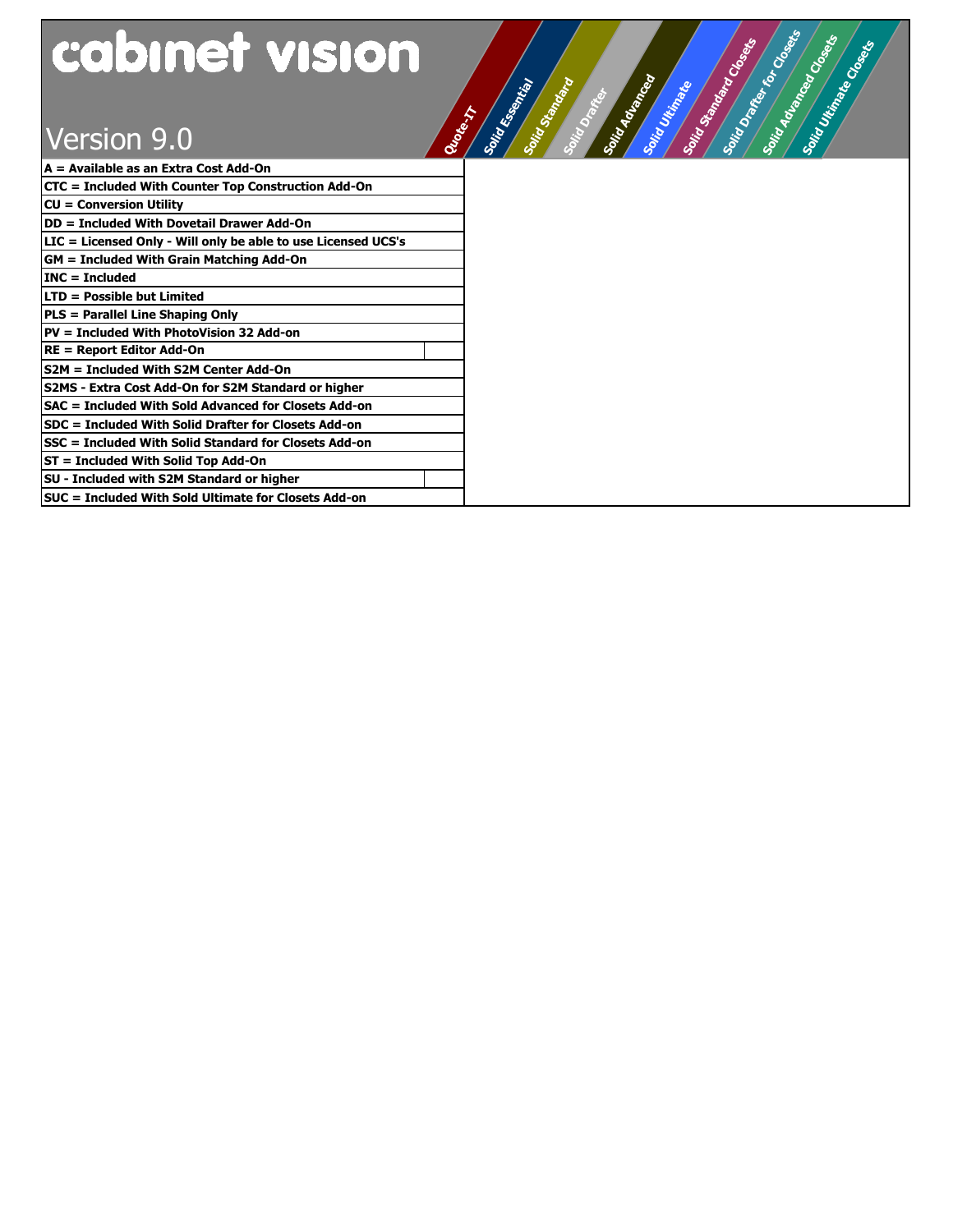# cabinet vision

Version 9.0

Quote-IT | Solid Essential | Solid Standard | Solid Drafter | Solid Advanced | Solid Ultimate | Solid Standard Closets | Solid Drafter for Closets | Solid Advanced Closets | Solid Ultimate Closets

| |
|---|
| A = Available as an Extra Cost Add-On |
| CTC = Included With Counter Top Construction Add-On |
| CU = Conversion Utility |
| DD = Included With Dovetail Drawer Add-On |
| LIC = Licensed Only - Will only be able to use Licensed UCS's |
| GM = Included With Grain Matching Add-On |
| INC = Included |
| LTD = Possible but Limited |
| PLS = Parallel Line Shaping Only |
| PV = Included With PhotoVision 32 Add-on |
| RE = Report Editor Add-On |
| S2M = Included With S2M Center Add-On |
| S2MS - Extra Cost Add-On for S2M Standard or higher |
| SAC = Included With Sold Advanced for Closets Add-on |
| SDC = Included With Solid Drafter for Closets Add-on |
| SSC = Included With Solid Standard for Closets Add-on |
| ST = Included With Solid Top Add-On |
| SU - Included with S2M Standard or higher |
| SUC = Included With Sold Ultimate for Closets Add-on |